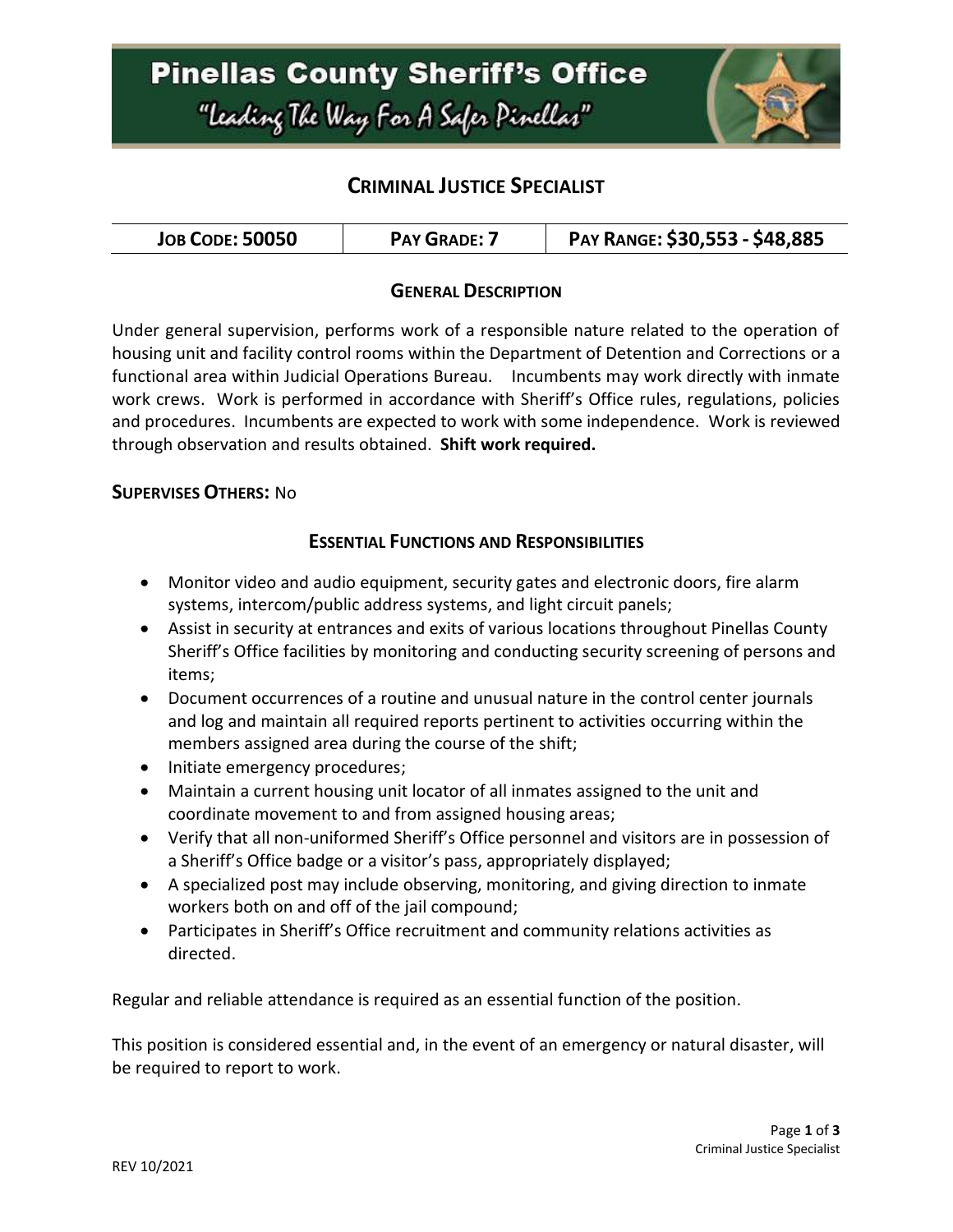# Pinellas County Sheriff's Office

"Leading The Way For A Safer Pinellas"

## CRIMINAL JUSTICE SPECIALIST

| JOB CODE: 50050 | PAY GRADE: 7 | PAY RANGE: $30,553 - $48,885 |
|---|---|---|

### GENERAL DESCRIPTION

Under general supervision, performs work of a responsible nature related to the operation of housing unit and facility control rooms within the Department of Detention and Corrections or a functional area within Judicial Operations Bureau. Incumbents may work directly with inmate work crews. Work is performed in accordance with Sheriff's Office rules, regulations, policies and procedures. Incumbents are expected to work with some independence. Work is reviewed through observation and results obtained. **Shift work required.**

**SUPERVISES OTHERS:** No

### ESSENTIAL FUNCTIONS AND RESPONSIBILITIES

- Monitor video and audio equipment, security gates and electronic doors, fire alarm systems, intercom/public address systems, and light circuit panels;
- Assist in security at entrances and exits of various locations throughout Pinellas County Sheriff's Office facilities by monitoring and conducting security screening of persons and items;
- Document occurrences of a routine and unusual nature in the control center journals and log and maintain all required reports pertinent to activities occurring within the members assigned area during the course of the shift;
- Initiate emergency procedures;
- Maintain a current housing unit locator of all inmates assigned to the unit and coordinate movement to and from assigned housing areas;
- Verify that all non-uniformed Sheriff's Office personnel and visitors are in possession of a Sheriff's Office badge or a visitor's pass, appropriately displayed;
- A specialized post may include observing, monitoring, and giving direction to inmate workers both on and off of the jail compound;
- Participates in Sheriff's Office recruitment and community relations activities as directed.

Regular and reliable attendance is required as an essential function of the position.

This position is considered essential and, in the event of an emergency or natural disaster, will be required to report to work.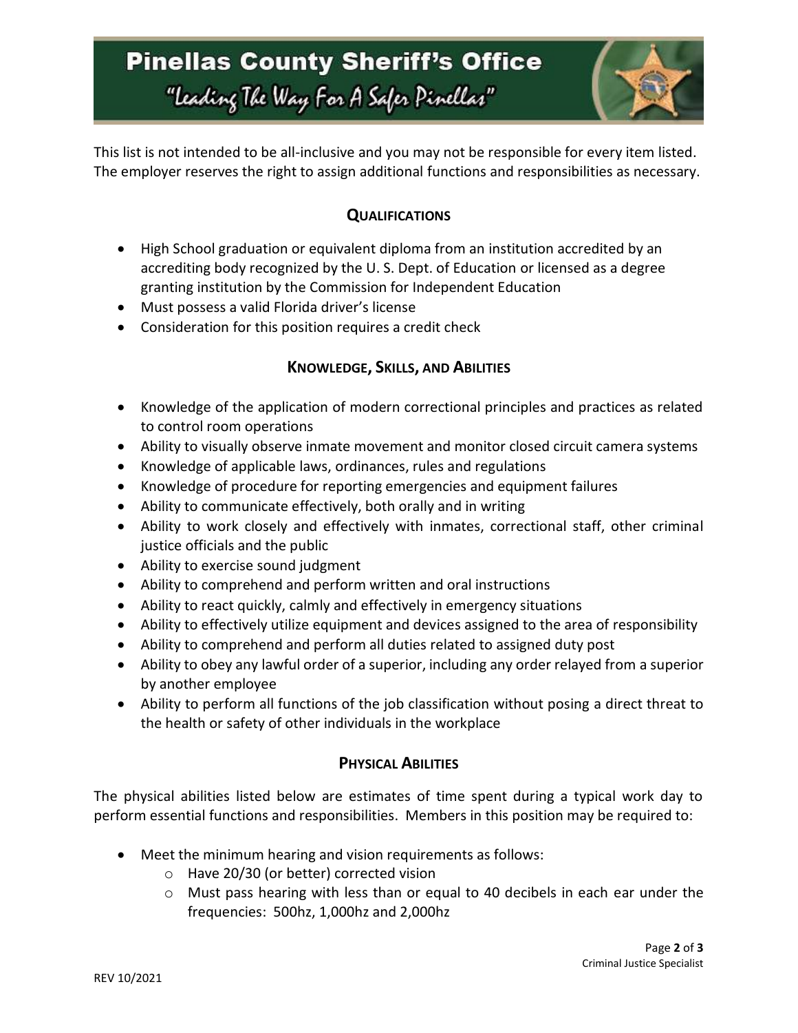This list is not intended to be all-inclusive and you may not be responsible for every item listed. The employer reserves the right to assign additional functions and responsibilities as necessary.

## QUALIFICATIONS

- High School graduation or equivalent diploma from an institution accredited by an accrediting body recognized by the U. S. Dept. of Education or licensed as a degree granting institution by the Commission for Independent Education
- Must possess a valid Florida driver's license
- Consideration for this position requires a credit check

## KNOWLEDGE, SKILLS, AND ABILITIES

- Knowledge of the application of modern correctional principles and practices as related to control room operations
- Ability to visually observe inmate movement and monitor closed circuit camera systems
- Knowledge of applicable laws, ordinances, rules and regulations
- Knowledge of procedure for reporting emergencies and equipment failures
- Ability to communicate effectively, both orally and in writing
- Ability to work closely and effectively with inmates, correctional staff, other criminal justice officials and the public
- Ability to exercise sound judgment
- Ability to comprehend and perform written and oral instructions
- Ability to react quickly, calmly and effectively in emergency situations
- Ability to effectively utilize equipment and devices assigned to the area of responsibility
- Ability to comprehend and perform all duties related to assigned duty post
- Ability to obey any lawful order of a superior, including any order relayed from a superior by another employee
- Ability to perform all functions of the job classification without posing a direct threat to the health or safety of other individuals in the workplace

## PHYSICAL ABILITIES

The physical abilities listed below are estimates of time spent during a typical work day to perform essential functions and responsibilities. Members in this position may be required to:

- Meet the minimum hearing and vision requirements as follows:
  - Have 20/30 (or better) corrected vision
  - Must pass hearing with less than or equal to 40 decibels in each ear under the frequencies: 500hz, 1,000hz and 2,000hz

REV 10/2021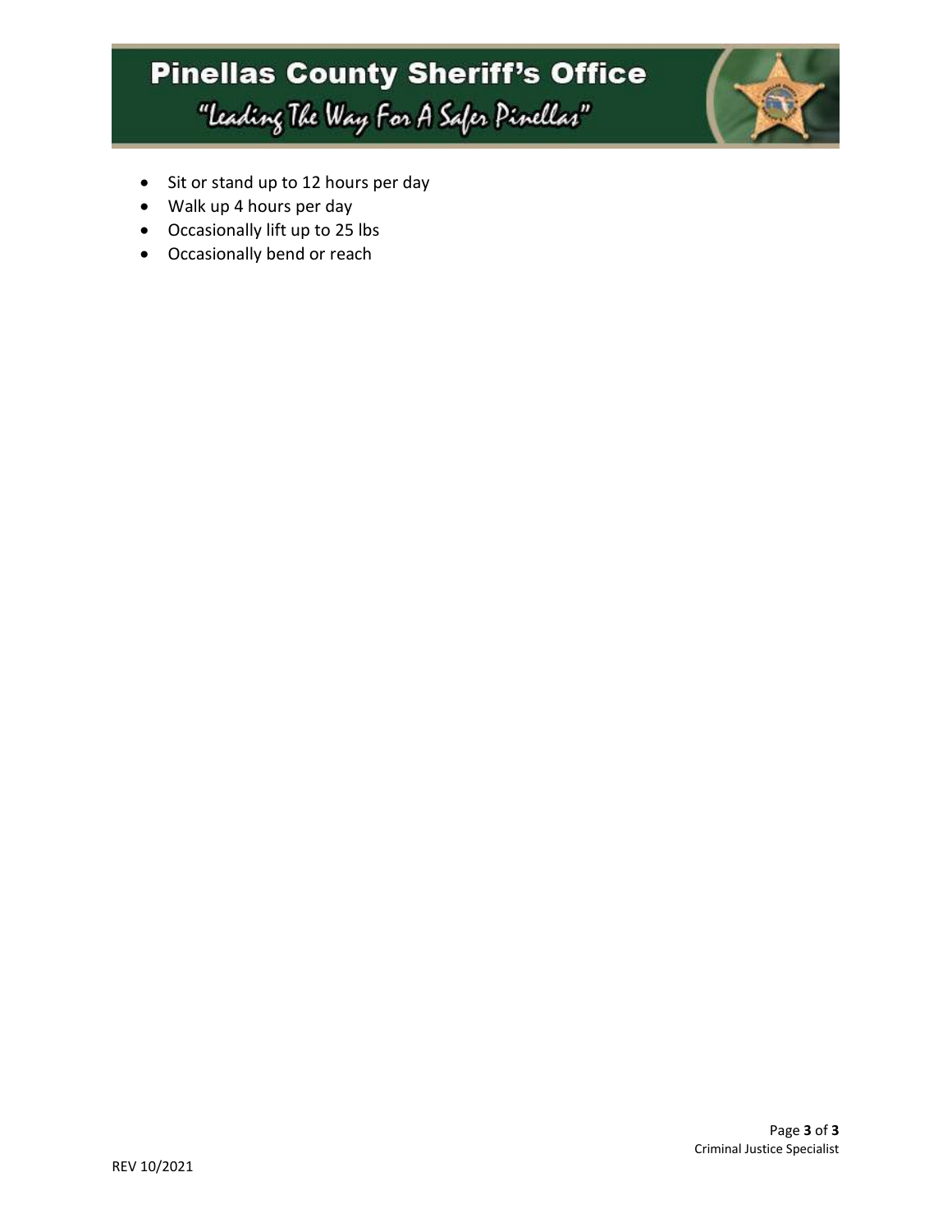- Sit or stand up to 12 hours per day
- Walk up 4 hours per day
- Occasionally lift up to 25 lbs
- Occasionally bend or reach